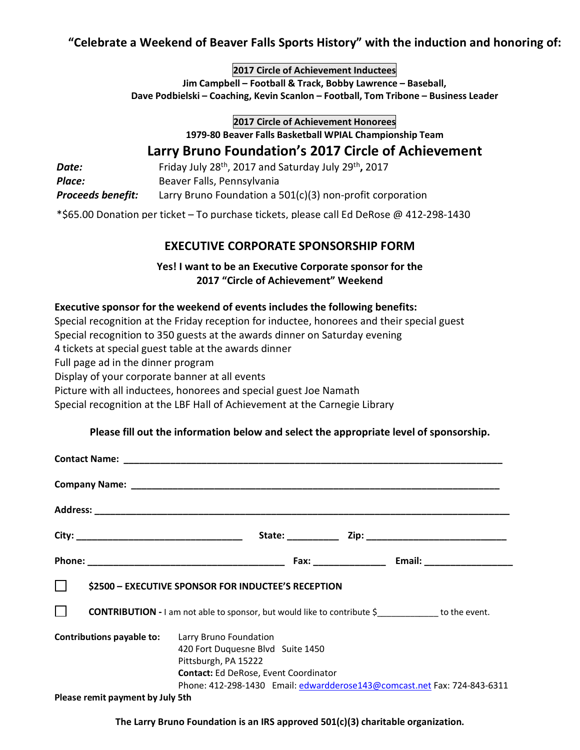## "Celebrate a Weekend of Beaver Falls Sports History" with the induction and honoring of:

**2017 Circle of Achievement Inductees**

**Jim Campbell – Football & Track, Bobby Lawrence – Baseball,**
**Dave Podbielski – Coaching, Kevin Scanlon – Football, Tom Tribone – Business Leader**

**2017 Circle of Achievement Honorees**

**1979-80 Beaver Falls Basketball WPIAL Championship Team**

## Larry Bruno Foundation's 2017 Circle of Achievement

***Date:*** Friday July 28th, 2017 and Saturday July 29th, 2017
***Place:*** Beaver Falls, Pennsylvania
***Proceeds benefit:*** Larry Bruno Foundation a 501(c)(3) non-profit corporation

*$65.00 Donation per ticket – To purchase tickets, please call Ed DeRose @ 412-298-1430

## EXECUTIVE CORPORATE SPONSORSHIP FORM

**Yes! I want to be an Executive Corporate sponsor for the 2017 "Circle of Achievement" Weekend**

**Executive sponsor for the weekend of events includes the following benefits:**

Special recognition at the Friday reception for inductee, honorees and their special guest
Special recognition to 350 guests at the awards dinner on Saturday evening
4 tickets at special guest table at the awards dinner
Full page ad in the dinner program
Display of your corporate banner at all events
Picture with all inductees, honorees and special guest Joe Namath
Special recognition at the LBF Hall of Achievement at the Carnegie Library

**Please fill out the information below and select the appropriate level of sponsorship.**

**Contact Name:** ______________________________________________

**Company Name:** ______________________________________________

**Address:** ______________________________________________

**City:** ____________________ **State:** __________ **Zip:** ____________________

**Phone:** ____________________ **Fax:** ______________ **Email:** ________________

☐ **$2500 – EXECUTIVE SPONSOR FOR INDUCTEE'S RECEPTION**

☐ **CONTRIBUTION -** I am not able to sponsor, but would like to contribute $____________ to the event.

**Contributions payable to:** Larry Bruno Foundation
420 Fort Duquesne Blvd Suite 1450
Pittsburgh, PA 15222
**Contact:** Ed DeRose, Event Coordinator
Phone: 412-298-1430 Email: edwardderose143@comcast.net Fax: 724-843-6311

**Please remit payment by July 5th**

**The Larry Bruno Foundation is an IRS approved 501(c)(3) charitable organization.**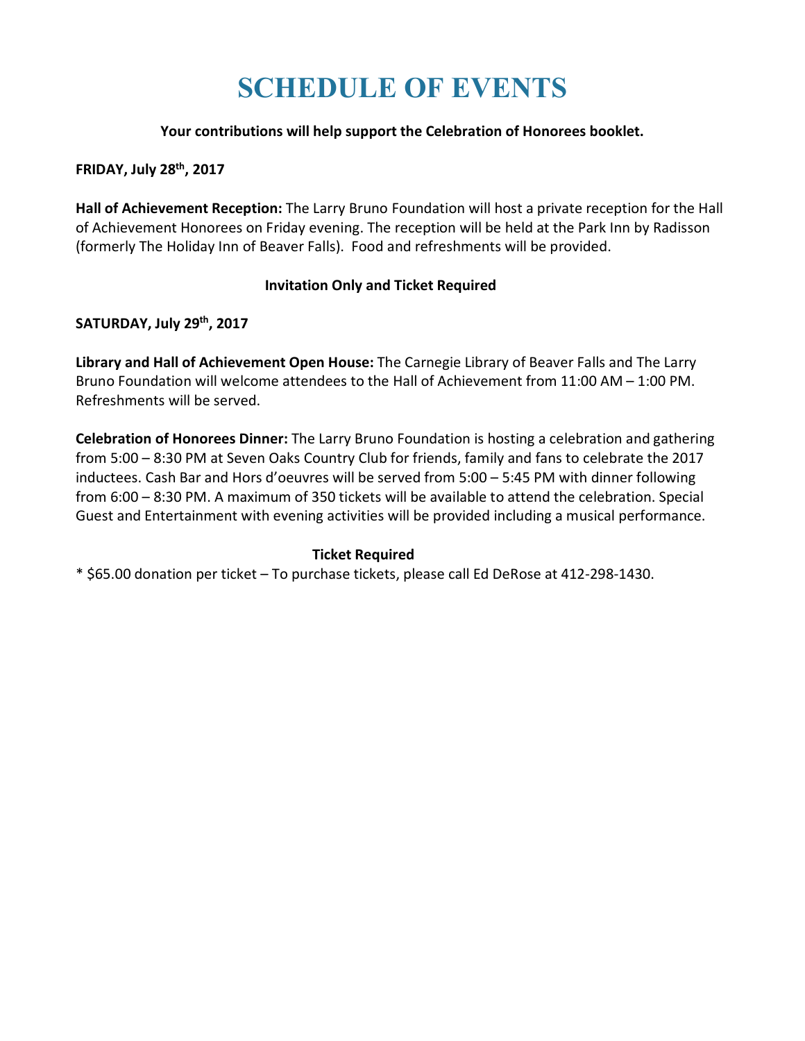# SCHEDULE OF EVENTS

**Your contributions will help support the Celebration of Honorees booklet.**

**FRIDAY, July 28th, 2017**

**Hall of Achievement Reception:** The Larry Bruno Foundation will host a private reception for the Hall of Achievement Honorees on Friday evening. The reception will be held at the Park Inn by Radisson (formerly The Holiday Inn of Beaver Falls). Food and refreshments will be provided.

**Invitation Only and Ticket Required**

**SATURDAY, July 29th, 2017**

**Library and Hall of Achievement Open House:** The Carnegie Library of Beaver Falls and The Larry Bruno Foundation will welcome attendees to the Hall of Achievement from 11:00 AM – 1:00 PM. Refreshments will be served.

**Celebration of Honorees Dinner:** The Larry Bruno Foundation is hosting a celebration and gathering from 5:00 – 8:30 PM at Seven Oaks Country Club for friends, family and fans to celebrate the 2017 inductees. Cash Bar and Hors d'oeuvres will be served from 5:00 – 5:45 PM with dinner following from 6:00 – 8:30 PM. A maximum of 350 tickets will be available to attend the celebration. Special Guest and Entertainment with evening activities will be provided including a musical performance.

**Ticket Required**

* $65.00 donation per ticket – To purchase tickets, please call Ed DeRose at 412-298-1430.